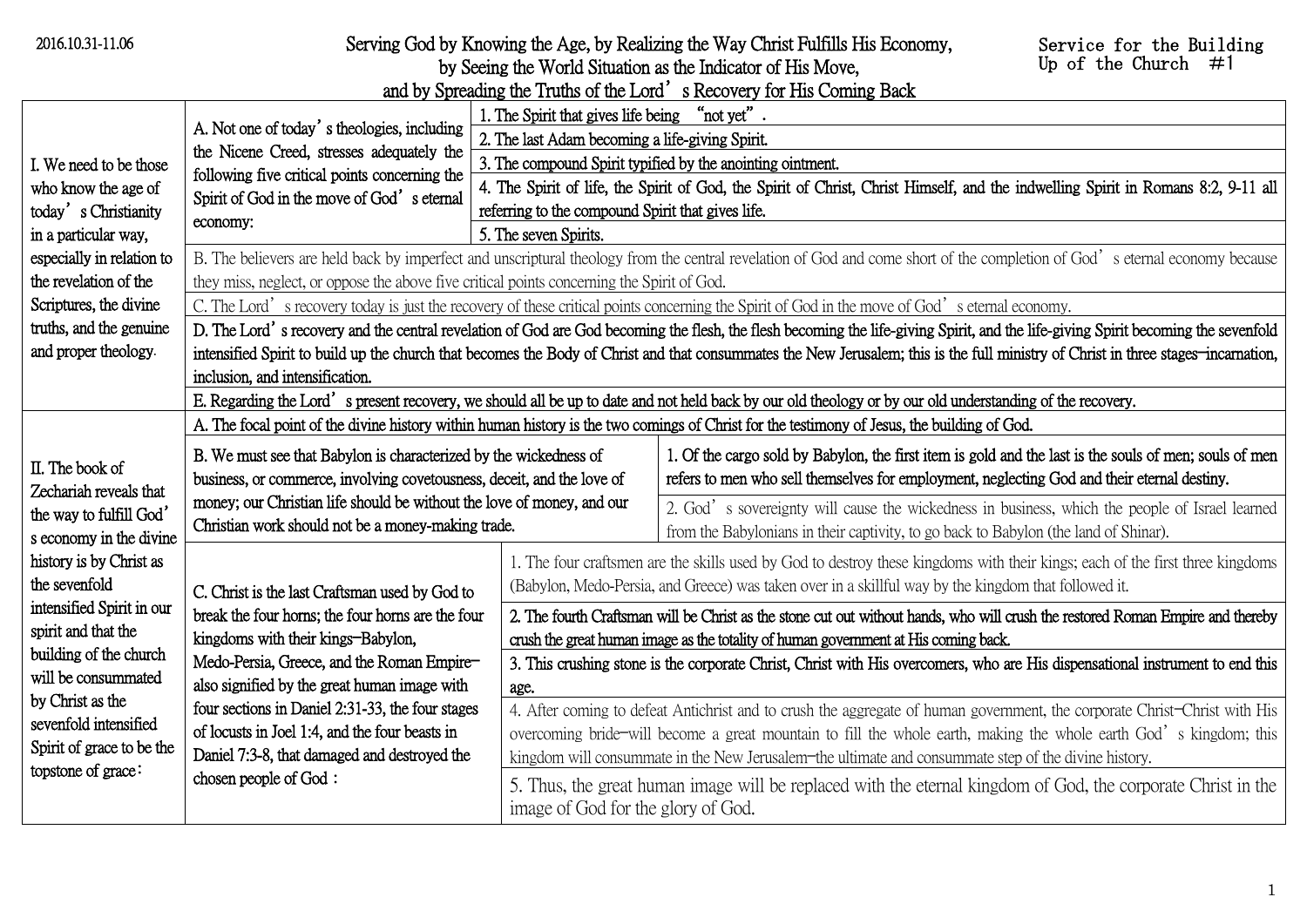2016.10.31-11.06

# Serving God by Knowing the Age, by Realizing the Way Christ Fulfills His Economy, by Seeing the World Situation as the Indicator of His Move, and by Spreading the Truths of the Lord's Recovery for His Coming Back

Service for the Building Up of the Church #1

| | | | |
|---|---|---|---|
| I. We need to be those who know the age of today's Christianity in a particular way, especially in relation to the revelation of the Scriptures, the divine truths, and the genuine and proper theology. | A. Not one of today's theologies, including the Nicene Creed, stresses adequately the following five critical points concerning the Spirit of God in the move of God's eternal economy: | 1. The Spirit that gives life being "not yet". | |
| | | 2. The last Adam becoming a life-giving Spirit. | |
| | | 3. The compound Spirit typified by the anointing ointment. | |
| | | 4. The Spirit of life, the Spirit of God, the Spirit of Christ, Christ Himself, and the indwelling Spirit in Romans 8:2, 9-11 all referring to the compound Spirit that gives life. | |
| | | 5. The seven Spirits. | |
| | B. The believers are held back by imperfect and unscriptural theology from the central revelation of God and come short of the completion of God's eternal economy because they miss, neglect, or oppose the above five critical points concerning the Spirit of God. | | |
| | C. The Lord's recovery today is just the recovery of these critical points concerning the Spirit of God in the move of God's eternal economy. | | |
| | D. The Lord's recovery and the central revelation of God are God becoming the flesh, the flesh becoming the life-giving Spirit, and the life-giving Spirit becoming the sevenfold intensified Spirit to build up the church that becomes the Body of Christ and that consummates the New Jerusalem; this is the full ministry of Christ in three stages—incarnation, inclusion, and intensification. | | |
| | E. Regarding the Lord's present recovery, we should all be up to date and not held back by our old theology or by our old understanding of the recovery. | | |
| II. The book of Zechariah reveals that the way to fulfill God's economy in the divine history is by Christ as the sevenfold intensified Spirit in our spirit and that the building of the church will be consummated by Christ as the sevenfold intensified Spirit of grace to be the topstone of grace: | A. The focal point of the divine history within human history is the two comings of Christ for the testimony of Jesus, the building of God. | | |
| | B. We must see that Babylon is characterized by the wickedness of business, or commerce, involving covetousness, deceit, and the love of money; our Christian life should be without the love of money, and our Christian work should not be a money-making trade. | | 1. Of the cargo sold by Babylon, the first item is gold and the last is the souls of men; souls of men refers to men who sell themselves for employment, neglecting God and their eternal destiny. |
| | | | 2. God's sovereignty will cause the wickedness in business, which the people of Israel learned from the Babylonians in their captivity, to go back to Babylon (the land of Shinar). |
| | C. Christ is the last Craftsman used by God to break the four horns; the four horns are the four kingdoms with their kings—Babylon, Medo-Persia, Greece, and the Roman Empire—also signified by the great human image with four sections in Daniel 2:31-33, the four stages of locusts in Joel 1:4, and the four beasts in Daniel 7:3-8, that damaged and destroyed the chosen people of God: | 1. The four craftsmen are the skills used by God to destroy these kingdoms with their kings; each of the first three kingdoms (Babylon, Medo-Persia, and Greece) was taken over in a skillful way by the kingdom that followed it. | |
| | | 2. The fourth Craftsman will be Christ as the stone cut out without hands, who will crush the restored Roman Empire and thereby crush the great human image as the totality of human government at His coming back. | |
| | | 3. This crushing stone is the corporate Christ, Christ with His overcomers, who are His dispensational instrument to end this age. | |
| | | 4. After coming to defeat Antichrist and to crush the aggregate of human government, the corporate Christ—Christ with His overcoming bride—will become a great mountain to fill the whole earth, making the whole earth God's kingdom; this kingdom will consummate in the New Jerusalem—the ultimate and consummate step of the divine history. | |
| | | 5. Thus, the great human image will be replaced with the eternal kingdom of God, the corporate Christ in the image of God for the glory of God. | |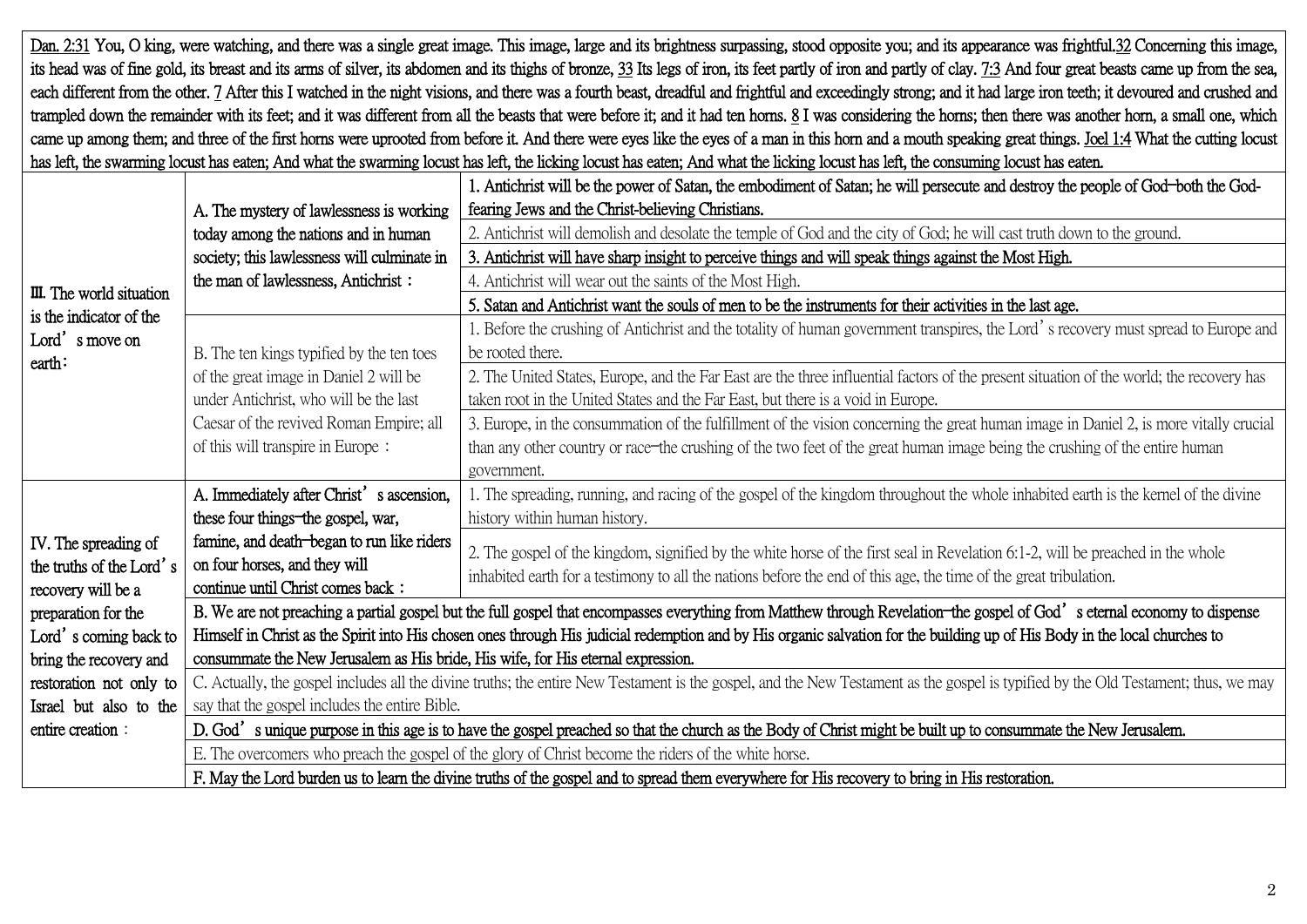Dan. 2:31 You, O king, were watching, and there was a single great image. This image, large and its brightness surpassing, stood opposite you; and its appearance was frightful. 32 Concerning this image, its head was of fine gold, its breast and its arms of silver, its abdomen and its thighs of bronze, 33 Its legs of iron, its feet partly of iron and partly of clay. 7:3 And four great beasts came up from the sea, each different from the other. 7 After this I watched in the night visions, and there was a fourth beast, dreadful and frightful and exceedingly strong; and it had large iron teeth; it devoured and crushed and trampled down the remainder with its feet; and it was different from all the beasts that were before it; and it had ten horns. 8 I was considering the horns; then there was another horn, a small one, which came up among them; and three of the first horns were uprooted from before it. And there were eyes like the eyes of a man in this horn and a mouth speaking great things. Joel 1:4 What the cutting locust has left, the swarming locust has eaten; And what the swarming locust has left, the licking locust has eaten; And what the licking locust has left, the consuming locust has eaten.

| | | |
|---|---|---|
| III. The world situation is the indicator of the Lord's move on earth: | A. The mystery of lawlessness is working today among the nations and in human society; this lawlessness will culminate in the man of lawlessness, Antichrist: | 1. Antichrist will be the power of Satan, the embodiment of Satan; he will persecute and destroy the people of God—both the God-fearing Jews and the Christ-believing Christians. |
| | | 2. Antichrist will demolish and desolate the temple of God and the city of God; he will cast truth down to the ground. |
| | | 3. Antichrist will have sharp insight to perceive things and will speak things against the Most High. |
| | | 4. Antichrist will wear out the saints of the Most High. |
| | | 5. Satan and Antichrist want the souls of men to be the instruments for their activities in the last age. |
| | B. The ten kings typified by the ten toes of the great image in Daniel 2 will be under Antichrist, who will be the last Caesar of the revived Roman Empire; all of this will transpire in Europe: | 1. Before the crushing of Antichrist and the totality of human government transpires, the Lord's recovery must spread to Europe and be rooted there. |
| | | 2. The United States, Europe, and the Far East are the three influential factors of the present situation of the world; the recovery has taken root in the United States and the Far East, but there is a void in Europe. |
| | | 3. Europe, in the consummation of the fulfillment of the vision concerning the great human image in Daniel 2, is more vitally crucial than any other country or race—the crushing of the two feet of the great human image being the crushing of the entire human government. |
| IV. The spreading of the truths of the Lord's recovery will be a preparation for the Lord's coming back to bring the recovery and restoration not only to Israel but also to the entire creation: | A. Immediately after Christ's ascension, these four things—the gospel, war, famine, and death—began to run like riders on four horses, and they will continue until Christ comes back: | 1. The spreading, running, and racing of the gospel of the kingdom throughout the whole inhabited earth is the kernel of the divine history within human history. |
| | | 2. The gospel of the kingdom, signified by the white horse of the first seal in Revelation 6:1-2, will be preached in the whole inhabited earth for a testimony to all the nations before the end of this age, the time of the great tribulation. |
| | B. We are not preaching a partial gospel but the full gospel that encompasses everything from Matthew through Revelation—the gospel of God's eternal economy to dispense Himself in Christ as the Spirit into His chosen ones through His judicial redemption and by His organic salvation for the building up of His Body in the local churches to consummate the New Jerusalem as His bride, His wife, for His eternal expression. | |
| | C. Actually, the gospel includes all the divine truths; the entire New Testament is the gospel, and the New Testament as the gospel is typified by the Old Testament; thus, we may say that the gospel includes the entire Bible. | |
| | D. God's unique purpose in this age is to have the gospel preached so that the church as the Body of Christ might be built up to consummate the New Jerusalem. | |
| | E. The overcomers who preach the gospel of the glory of Christ become the riders of the white horse. | |
| | F. May the Lord burden us to learn the divine truths of the gospel and to spread them everywhere for His recovery to bring in His restoration. | |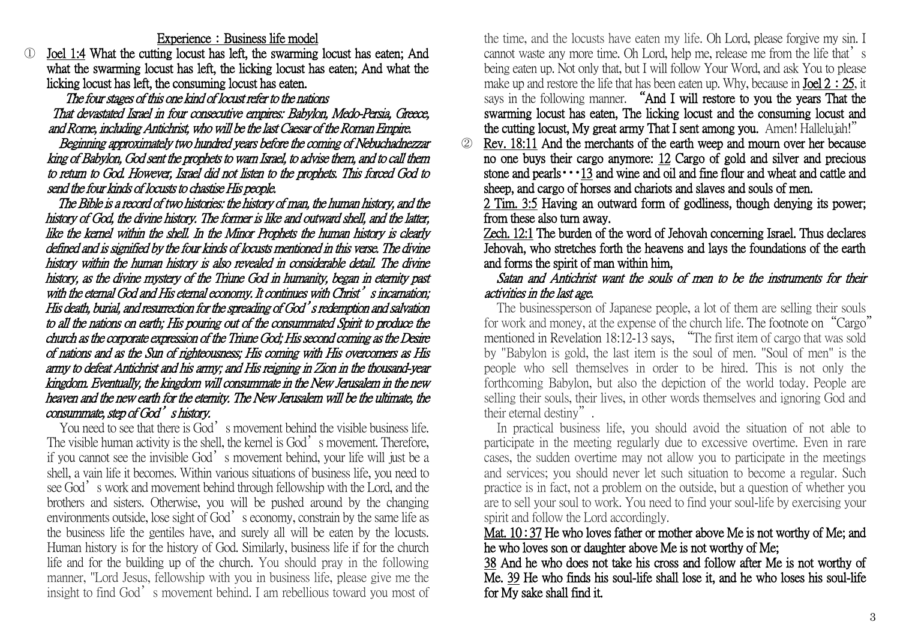## Experience : Business life model

① Joel 1:4 What the cutting locust has left, the swarming locust has eaten; And what the swarming locust has left, the licking locust has eaten; And what the licking locust has left, the consuming locust has eaten.

*The four stages of this one kind of locust refer to the nations That devastated Israel in four consecutive empires: Babylon, Medo-Persia, Greece, and Rome, including Antichrist, who will be the last Caesar of the Roman Empire.*

*Beginning approximately two hundred years before the coming of Nebuchadnezzar king of Babylon, God sent the prophets to warn Israel, to advise them, and to call them to return to God. However, Israel did not listen to the prophets. This forced God to send the four kinds of locusts to chastise His people.*

*The Bible is a record of two histories: the history of man, the human history, and the history of God, the divine history. The former is like and outward shell, and the latter, like the kernel within the shell. In the Minor Prophets the human history is clearly defined and is signified by the four kinds of locusts mentioned in this verse. The divine history within the human history is also revealed in considerable detail. The divine history, as the divine mystery of the Triune God in humanity, began in eternity past with the eternal God and His eternal economy. It continues with Christ's incarnation; His death, burial, and resurrection for the spreading of God's redemption and salvation to all the nations on earth; His pouring out of the consummated Spirit to produce the church as the corporate expression of the Triune God; His second coming as the Desire of nations and as the Sun of righteousness; His coming with His overcomers as His army to defeat Antichrist and his army; and His reigning in Zion in the thousand-year kingdom. Eventually, the kingdom will consummate in the New Jerusalem in the new heaven and the new earth for the eternity. The New Jerusalem will be the ultimate, the consummate, step of God's history.*

You need to see that there is God's movement behind the visible business life. The visible human activity is the shell, the kernel is God's movement. Therefore, if you cannot see the invisible God's movement behind, your life will just be a shell, a vain life it becomes. Within various situations of business life, you need to see God's work and movement behind through fellowship with the Lord, and the brothers and sisters. Otherwise, you will be pushed around by the changing environments outside, lose sight of God's economy, constrain by the same life as the business life the gentiles have, and surely all will be eaten by the locusts. Human history is for the history of God. Similarly, business life if for the church life and for the building up of the church. You should pray in the following manner, "Lord Jesus, fellowship with you in business life, please give me the insight to find God's movement behind. I am rebellious toward you most of the time, and the locusts have eaten my life. Oh Lord, please forgive my sin. I cannot waste any more time. Oh Lord, help me, release me from the life that's being eaten up. Not only that, but I will follow Your Word, and ask You to please make up and restore the life that has been eaten up. Why, because in Joel 2：25, it says in the following manner. **"And I will restore to you the years That the swarming locust has eaten, The licking locust and the consuming locust and the cutting locust, My great army That I sent among you.** Amen! Hallelujah!"

② Rev. 18:11 And the merchants of the earth weep and mourn over her because no one buys their cargo anymore: 12 Cargo of gold and silver and precious stone and pearls・・・13 and wine and oil and fine flour and wheat and cattle and sheep, and cargo of horses and chariots and slaves and souls of men.

2 Tim. 3:5 Having an outward form of godliness, though denying its power; from these also turn away.

Zech. 12:1 The burden of the word of Jehovah concerning Israel. Thus declares Jehovah, who stretches forth the heavens and lays the foundations of the earth and forms the spirit of man within him,

*Satan and Antichrist want the souls of men to be the instruments for their activities in the last age.*

The businessperson of Japanese people, a lot of them are selling their souls for work and money, at the expense of the church life. The footnote on "Cargo" mentioned in Revelation 18:12-13 says, "The first item of cargo that was sold by "Babylon is gold, the last item is the soul of men. "Soul of men" is the people who sell themselves in order to be hired. This is not only the forthcoming Babylon, but also the depiction of the world today. People are selling their souls, their lives, in other words themselves and ignoring God and their eternal destiny".

In practical business life, you should avoid the situation of not able to participate in the meeting regularly due to excessive overtime. Even in rare cases, the sudden overtime may not allow you to participate in the meetings and services; you should never let such situation to become a regular. Such practice is in fact, not a problem on the outside, but a question of whether you are to sell your soul to work. You need to find your soul-life by exercising your spirit and follow the Lord accordingly.

Mat. 10：37 He who loves father or mother above Me is not worthy of Me; and he who loves son or daughter above Me is not worthy of Me;
38 And he who does not take his cross and follow after Me is not worthy of Me. 39 He who finds his soul-life shall lose it, and he who loses his soul-life for My sake shall find it.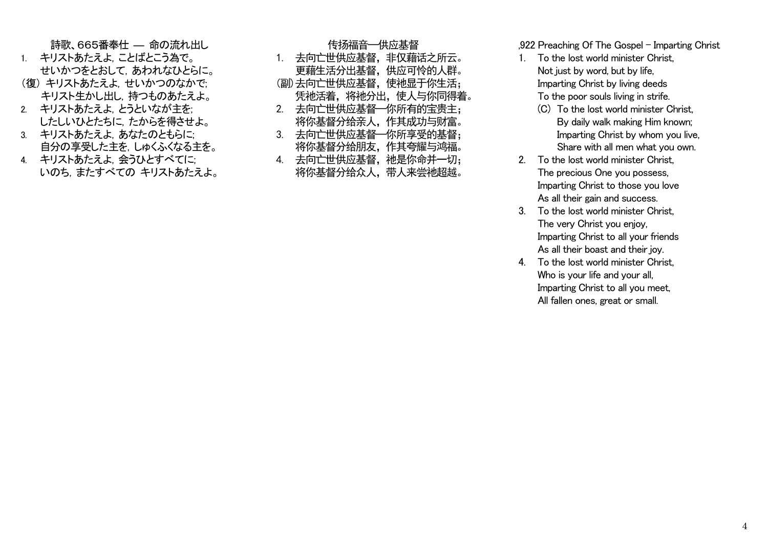詩歌、665番奉仕 — 命の流れ出し

1. キリストあたえよ, ことばとこう為で。
   せいかつをとおして, あわれなひとらに。

(復) キリストあたえよ, せいかつのなかで;
   キリスト生かし出し, 持つものあたえよ。

2. キリストあたえよ, とうといながお主を;
   したしいひとたちに, たからを得させよ。

3. キリストあたえよ, あなたのともらに;
   自分の享受した主を, しゅくふくなる主を。

4. キリストあたえよ, 会うひとすべてに;
   いのち, またすべての キリストあたえよ。

传扬福音—供应基督

1. 去向亡世供应基督，非仅藉话之所云。
   更藉生活分出基督，供应可怜的人群。

(副) 去向亡世供应基督，使祂显于你生活；
   凭祂活着，将祂分出，使人与你同得着。

2. 去向亡世供应基督—你所有的宝贵主；
   将你基督分给亲人，作其成功与财富。

3. 去向亡世供应基督—你所享受的基督；
   将你基督分给朋友，作其夸耀与鸿福。

4. 去向亡世供应基督，祂是你命并一切；
   将你基督分给众人，带人来尝祂超越。

,922 Preaching Of The Gospel – Imparting Christ

1. To the lost world minister Christ,
   Not just by word, but by life,
   Imparting Christ by living deeds
   To the poor souls living in strife.

   (C) To the lost world minister Christ,
   By daily walk making Him known;
   Imparting Christ by whom you live,
   Share with all men what you own.

2. To the lost world minister Christ,
   The precious One you possess,
   Imparting Christ to those you love
   As all their gain and success.

3. To the lost world minister Christ,
   The very Christ you enjoy,
   Imparting Christ to all your friends
   As all their boast and their joy.

4. To the lost world minister Christ,
   Who is your life and your all,
   Imparting Christ to all you meet,
   All fallen ones, great or small.